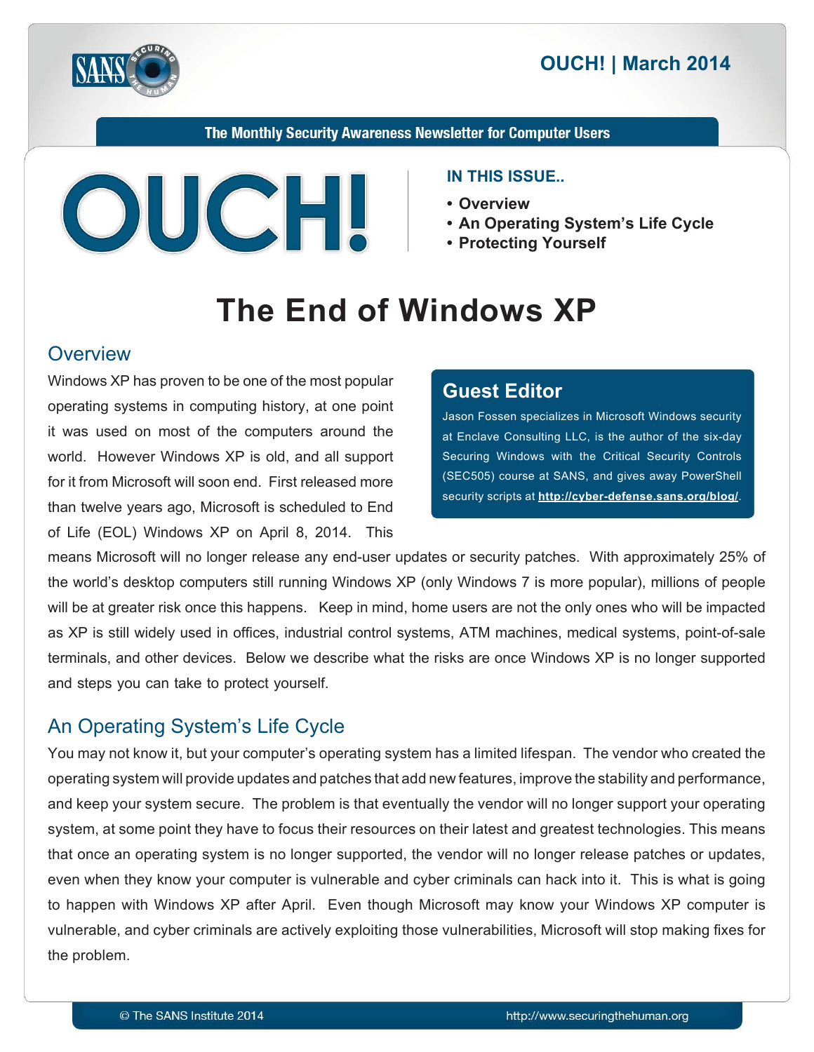# OUCH! | March 2014

**The Monthly Security Awareness Newsletter for Computer Users**

**IN THIS ISSUE..**

- **Overview**
- **An Operating System's Life Cycle**
- **Protecting Yourself**

# The End of Windows XP

## Overview

Windows XP has proven to be one of the most popular operating systems in computing history, at one point it was used on most of the computers around the world. However Windows XP is old, and all support for it from Microsoft will soon end. First released more than twelve years ago, Microsoft is scheduled to End of Life (EOL) Windows XP on April 8, 2014. This means Microsoft will no longer release any end-user updates or security patches. With approximately 25% of the world's desktop computers still running Windows XP (only Windows 7 is more popular), millions of people will be at greater risk once this happens. Keep in mind, home users are not the only ones who will be impacted as XP is still widely used in offices, industrial control systems, ATM machines, medical systems, point-of-sale terminals, and other devices. Below we describe what the risks are once Windows XP is no longer supported and steps you can take to protect yourself.

> **Guest Editor**
>
> Jason Fossen specializes in Microsoft Windows security at Enclave Consulting LLC, is the author of the six-day Securing Windows with the Critical Security Controls (SEC505) course at SANS, and gives away PowerShell security scripts at **http://cyber-defense.sans.org/blog/**.

## An Operating System's Life Cycle

You may not know it, but your computer's operating system has a limited lifespan. The vendor who created the operating system will provide updates and patches that add new features, improve the stability and performance, and keep your system secure. The problem is that eventually the vendor will no longer support your operating system, at some point they have to focus their resources on their latest and greatest technologies. This means that once an operating system is no longer supported, the vendor will no longer release patches or updates, even when they know your computer is vulnerable and cyber criminals can hack into it. This is what is going to happen with Windows XP after April. Even though Microsoft may know your Windows XP computer is vulnerable, and cyber criminals are actively exploiting those vulnerabilities, Microsoft will stop making fixes for the problem.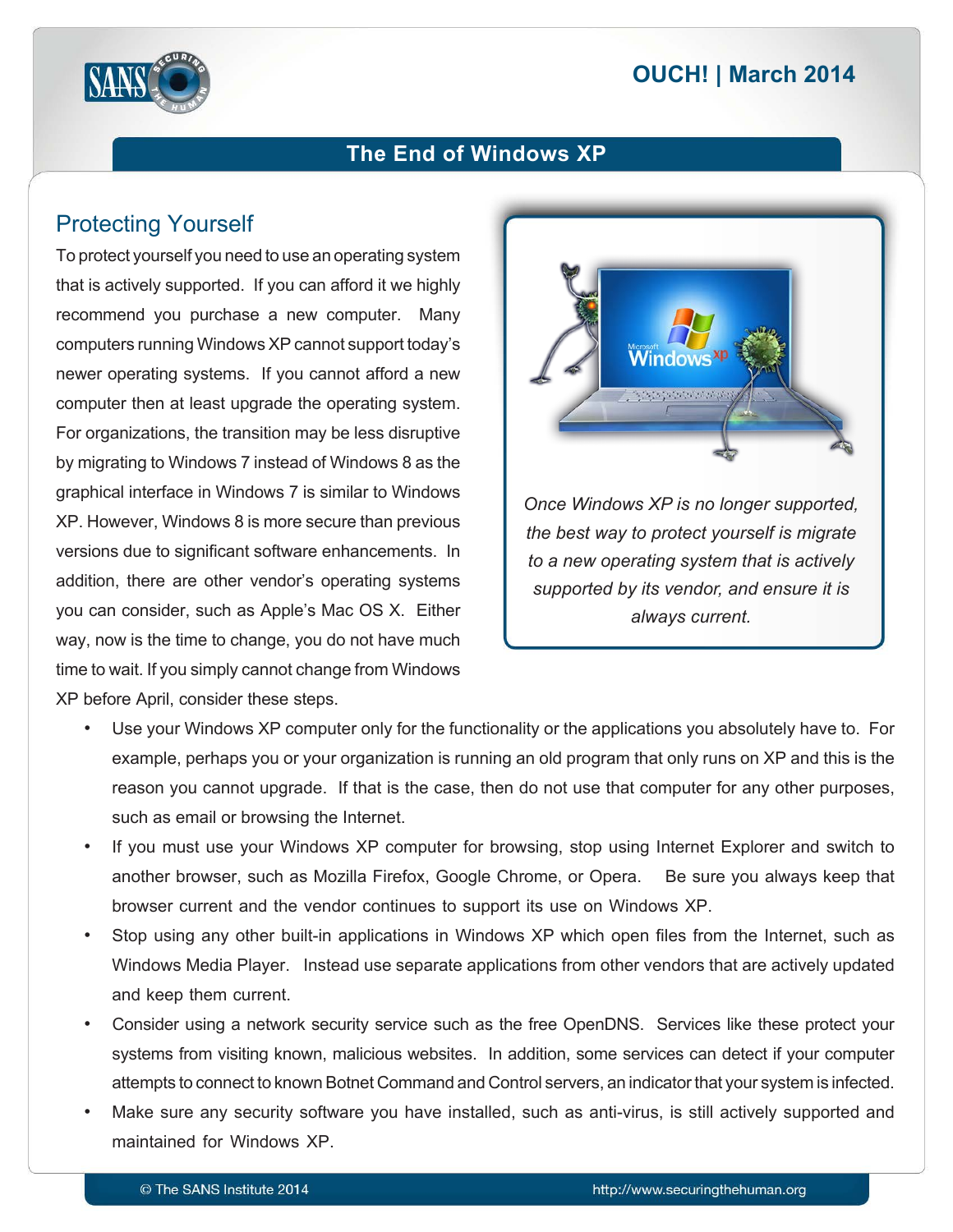## Protecting Yourself

To protect yourself you need to use an operating system that is actively supported. If you can afford it we highly recommend you purchase a new computer. Many computers running Windows XP cannot support today's newer operating systems. If you cannot afford a new computer then at least upgrade the operating system. For organizations, the transition may be less disruptive by migrating to Windows 7 instead of Windows 8 as the graphical interface in Windows 7 is similar to Windows XP. However, Windows 8 is more secure than previous versions due to significant software enhancements. In addition, there are other vendor's operating systems you can consider, such as Apple's Mac OS X. Either way, now is the time to change, you do not have much time to wait. If you simply cannot change from Windows XP before April, consider these steps.

*Once Windows XP is no longer supported, the best way to protect yourself is migrate to a new operating system that is actively supported by its vendor, and ensure it is always current.*

- Use your Windows XP computer only for the functionality or the applications you absolutely have to. For example, perhaps you or your organization is running an old program that only runs on XP and this is the reason you cannot upgrade. If that is the case, then do not use that computer for any other purposes, such as email or browsing the Internet.
- If you must use your Windows XP computer for browsing, stop using Internet Explorer and switch to another browser, such as Mozilla Firefox, Google Chrome, or Opera. Be sure you always keep that browser current and the vendor continues to support its use on Windows XP.
- Stop using any other built-in applications in Windows XP which open files from the Internet, such as Windows Media Player. Instead use separate applications from other vendors that are actively updated and keep them current.
- Consider using a network security service such as the free OpenDNS. Services like these protect your systems from visiting known, malicious websites. In addition, some services can detect if your computer attempts to connect to known Botnet Command and Control servers, an indicator that your system is infected.
- Make sure any security software you have installed, such as anti-virus, is still actively supported and maintained for Windows XP.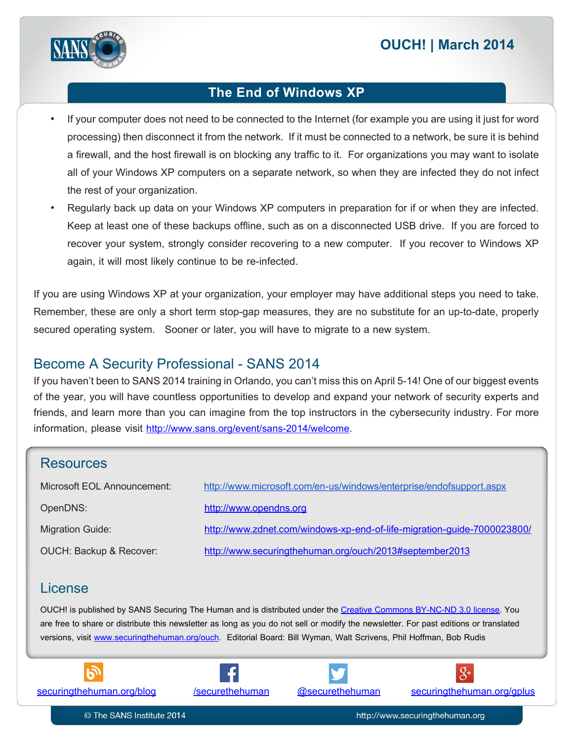- If your computer does not need to be connected to the Internet (for example you are using it just for word processing) then disconnect it from the network. If it must be connected to a network, be sure it is behind a firewall, and the host firewall is on blocking any traffic to it. For organizations you may want to isolate all of your Windows XP computers on a separate network, so when they are infected they do not infect the rest of your organization.
- Regularly back up data on your Windows XP computers in preparation for if or when they are infected. Keep at least one of these backups offline, such as on a disconnected USB drive. If you are forced to recover your system, strongly consider recovering to a new computer. If you recover to Windows XP again, it will most likely continue to be re-infected.

If you are using Windows XP at your organization, your employer may have additional steps you need to take. Remember, these are only a short term stop-gap measures, they are no substitute for an up-to-date, properly secured operating system. Sooner or later, you will have to migrate to a new system.

## Become A Security Professional - SANS 2014

If you haven't been to SANS 2014 training in Orlando, you can't miss this on April 5-14! One of our biggest events of the year, you will have countless opportunities to develop and expand your network of security experts and friends, and learn more than you can imagine from the top instructors in the cybersecurity industry. For more information, please visit http://www.sans.org/event/sans-2014/welcome.

## Resources

| | |
|---|---|
| Microsoft EOL Announcement: | http://www.microsoft.com/en-us/windows/enterprise/endofsupport.aspx |
| OpenDNS: | http://www.opendns.org |
| Migration Guide: | http://www.zdnet.com/windows-xp-end-of-life-migration-guide-7000023800/ |
| OUCH: Backup & Recover: | http://www.securingthehuman.org/ouch/2013#september2013 |

## License

OUCH! is published by SANS Securing The Human and is distributed under the Creative Commons BY-NC-ND 3.0 license. You are free to share or distribute this newsletter as long as you do not sell or modify the newsletter. For past editions or translated versions, visit www.securingthehuman.org/ouch. Editorial Board: Bill Wyman, Walt Scrivens, Phil Hoffman, Bob Rudis

securingthehuman.org/blog | /securethehuman | @securethehuman | securingthehuman.org/gplus